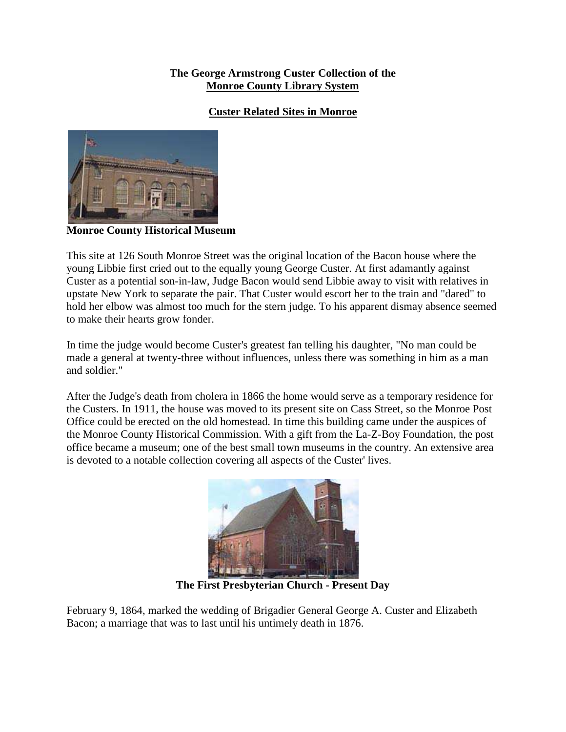**The George Armstrong Custer Collection of the**
**Monroe County Library System**

## Custer Related Sites in Monroe

**Monroe County Historical Museum**

This site at 126 South Monroe Street was the original location of the Bacon house where the young Libbie first cried out to the equally young George Custer. At first adamantly against Custer as a potential son-in-law, Judge Bacon would send Libbie away to visit with relatives in upstate New York to separate the pair. That Custer would escort her to the train and "dared" to hold her elbow was almost too much for the stern judge. To his apparent dismay absence seemed to make their hearts grow fonder.

In time the judge would become Custer's greatest fan telling his daughter, "No man could be made a general at twenty-three without influences, unless there was something in him as a man and soldier."

After the Judge's death from cholera in 1866 the home would serve as a temporary residence for the Custers. In 1911, the house was moved to its present site on Cass Street, so the Monroe Post Office could be erected on the old homestead. In time this building came under the auspices of the Monroe County Historical Commission. With a gift from the La-Z-Boy Foundation, the post office became a museum; one of the best small town museums in the country. An extensive area is devoted to a notable collection covering all aspects of the Custer' lives.

**The First Presbyterian Church - Present Day**

February 9, 1864, marked the wedding of Brigadier General George A. Custer and Elizabeth Bacon; a marriage that was to last until his untimely death in 1876.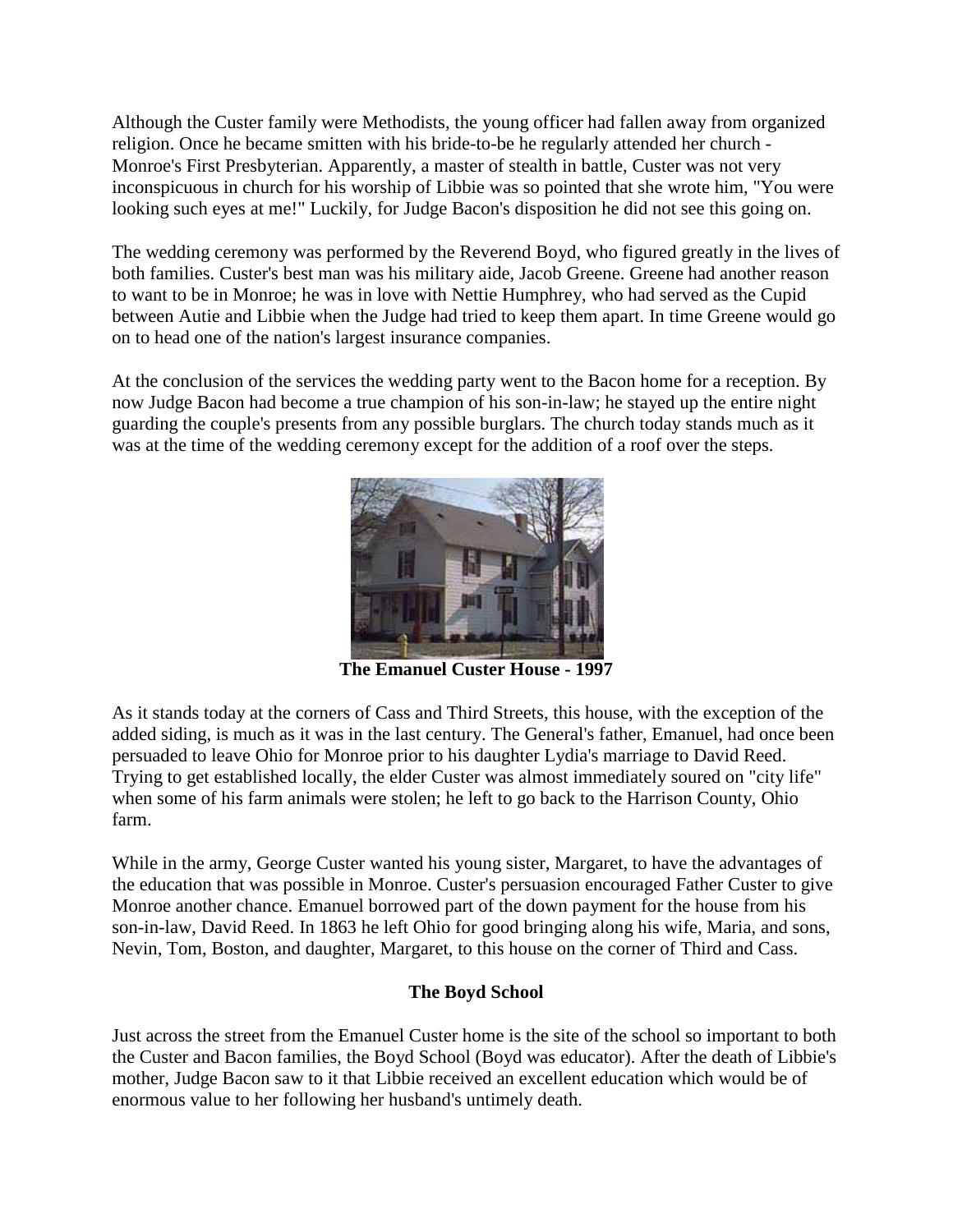Although the Custer family were Methodists, the young officer had fallen away from organized religion. Once he became smitten with his bride-to-be he regularly attended her church - Monroe's First Presbyterian. Apparently, a master of stealth in battle, Custer was not very inconspicuous in church for his worship of Libbie was so pointed that she wrote him, "You were looking such eyes at me!" Luckily, for Judge Bacon's disposition he did not see this going on.

The wedding ceremony was performed by the Reverend Boyd, who figured greatly in the lives of both families. Custer's best man was his military aide, Jacob Greene. Greene had another reason to want to be in Monroe; he was in love with Nettie Humphrey, who had served as the Cupid between Autie and Libbie when the Judge had tried to keep them apart. In time Greene would go on to head one of the nation's largest insurance companies.

At the conclusion of the services the wedding party went to the Bacon home for a reception. By now Judge Bacon had become a true champion of his son-in-law; he stayed up the entire night guarding the couple's presents from any possible burglars. The church today stands much as it was at the time of the wedding ceremony except for the addition of a roof over the steps.

**The Emanuel Custer House - 1997**

As it stands today at the corners of Cass and Third Streets, this house, with the exception of the added siding, is much as it was in the last century. The General's father, Emanuel, had once been persuaded to leave Ohio for Monroe prior to his daughter Lydia's marriage to David Reed. Trying to get established locally, the elder Custer was almost immediately soured on "city life" when some of his farm animals were stolen; he left to go back to the Harrison County, Ohio farm.

While in the army, George Custer wanted his young sister, Margaret, to have the advantages of the education that was possible in Monroe. Custer's persuasion encouraged Father Custer to give Monroe another chance. Emanuel borrowed part of the down payment for the house from his son-in-law, David Reed. In 1863 he left Ohio for good bringing along his wife, Maria, and sons, Nevin, Tom, Boston, and daughter, Margaret, to this house on the corner of Third and Cass.

### The Boyd School

Just across the street from the Emanuel Custer home is the site of the school so important to both the Custer and Bacon families, the Boyd School (Boyd was educator). After the death of Libbie's mother, Judge Bacon saw to it that Libbie received an excellent education which would be of enormous value to her following her husband's untimely death.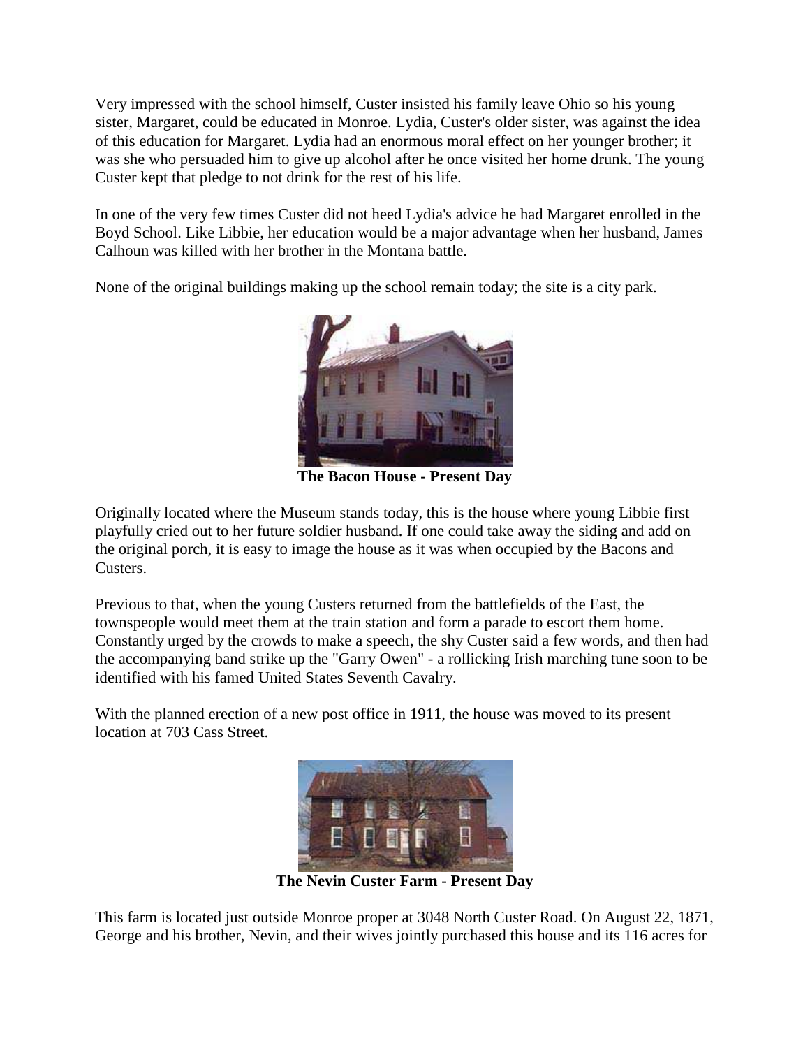Very impressed with the school himself, Custer insisted his family leave Ohio so his young sister, Margaret, could be educated in Monroe. Lydia, Custer's older sister, was against the idea of this education for Margaret. Lydia had an enormous moral effect on her younger brother; it was she who persuaded him to give up alcohol after he once visited her home drunk. The young Custer kept that pledge to not drink for the rest of his life.

In one of the very few times Custer did not heed Lydia's advice he had Margaret enrolled in the Boyd School. Like Libbie, her education would be a major advantage when her husband, James Calhoun was killed with her brother in the Montana battle.

None of the original buildings making up the school remain today; the site is a city park.

**The Bacon House - Present Day**

Originally located where the Museum stands today, this is the house where young Libbie first playfully cried out to her future soldier husband. If one could take away the siding and add on the original porch, it is easy to image the house as it was when occupied by the Bacons and Custers.

Previous to that, when the young Custers returned from the battlefields of the East, the townspeople would meet them at the train station and form a parade to escort them home. Constantly urged by the crowds to make a speech, the shy Custer said a few words, and then had the accompanying band strike up the "Garry Owen" - a rollicking Irish marching tune soon to be identified with his famed United States Seventh Cavalry.

With the planned erection of a new post office in 1911, the house was moved to its present location at 703 Cass Street.

**The Nevin Custer Farm - Present Day**

This farm is located just outside Monroe proper at 3048 North Custer Road. On August 22, 1871, George and his brother, Nevin, and their wives jointly purchased this house and its 116 acres for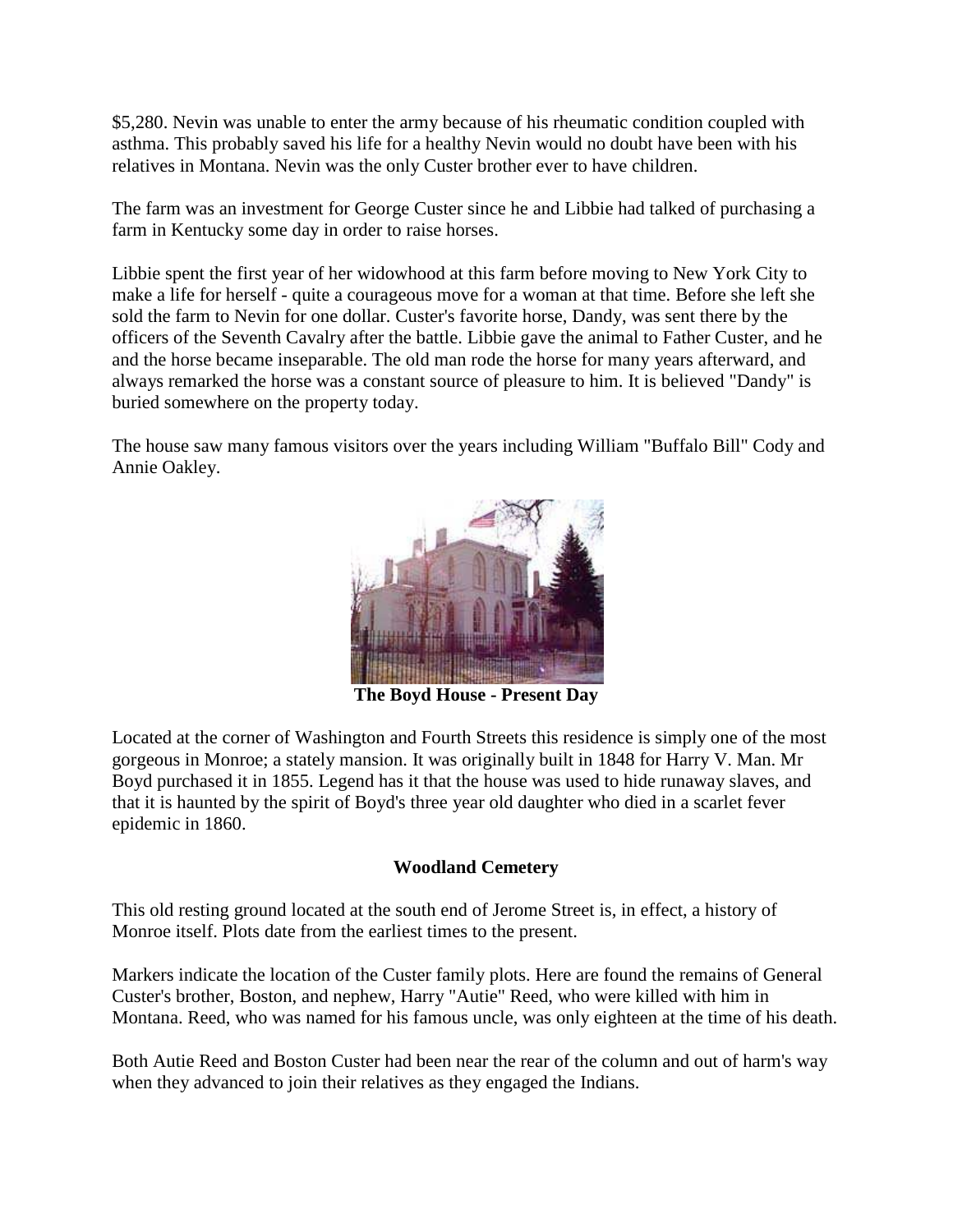$5,280. Nevin was unable to enter the army because of his rheumatic condition coupled with asthma. This probably saved his life for a healthy Nevin would no doubt have been with his relatives in Montana. Nevin was the only Custer brother ever to have children.

The farm was an investment for George Custer since he and Libbie had talked of purchasing a farm in Kentucky some day in order to raise horses.

Libbie spent the first year of her widowhood at this farm before moving to New York City to make a life for herself - quite a courageous move for a woman at that time. Before she left she sold the farm to Nevin for one dollar. Custer's favorite horse, Dandy, was sent there by the officers of the Seventh Cavalry after the battle. Libbie gave the animal to Father Custer, and he and the horse became inseparable. The old man rode the horse for many years afterward, and always remarked the horse was a constant source of pleasure to him. It is believed "Dandy" is buried somewhere on the property today.

The house saw many famous visitors over the years including William "Buffalo Bill" Cody and Annie Oakley.

**The Boyd House - Present Day**

Located at the corner of Washington and Fourth Streets this residence is simply one of the most gorgeous in Monroe; a stately mansion. It was originally built in 1848 for Harry V. Man. Mr Boyd purchased it in 1855. Legend has it that the house was used to hide runaway slaves, and that it is haunted by the spirit of Boyd's three year old daughter who died in a scarlet fever epidemic in 1860.

**Woodland Cemetery**

This old resting ground located at the south end of Jerome Street is, in effect, a history of Monroe itself. Plots date from the earliest times to the present.

Markers indicate the location of the Custer family plots. Here are found the remains of General Custer's brother, Boston, and nephew, Harry "Autie" Reed, who were killed with him in Montana. Reed, who was named for his famous uncle, was only eighteen at the time of his death.

Both Autie Reed and Boston Custer had been near the rear of the column and out of harm's way when they advanced to join their relatives as they engaged the Indians.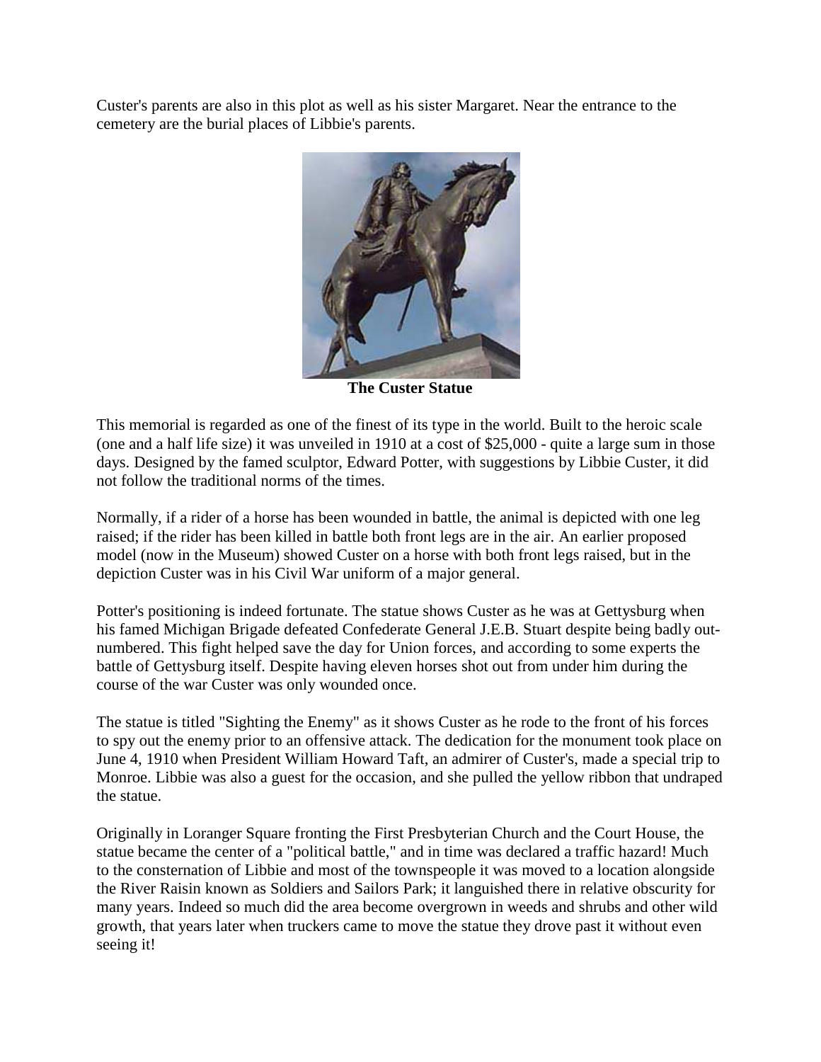Custer's parents are also in this plot as well as his sister Margaret. Near the entrance to the cemetery are the burial places of Libbie's parents.

**The Custer Statue**

This memorial is regarded as one of the finest of its type in the world. Built to the heroic scale (one and a half life size) it was unveiled in 1910 at a cost of $25,000 - quite a large sum in those days. Designed by the famed sculptor, Edward Potter, with suggestions by Libbie Custer, it did not follow the traditional norms of the times.

Normally, if a rider of a horse has been wounded in battle, the animal is depicted with one leg raised; if the rider has been killed in battle both front legs are in the air. An earlier proposed model (now in the Museum) showed Custer on a horse with both front legs raised, but in the depiction Custer was in his Civil War uniform of a major general.

Potter's positioning is indeed fortunate. The statue shows Custer as he was at Gettysburg when his famed Michigan Brigade defeated Confederate General J.E.B. Stuart despite being badly out-numbered. This fight helped save the day for Union forces, and according to some experts the battle of Gettysburg itself. Despite having eleven horses shot out from under him during the course of the war Custer was only wounded once.

The statue is titled "Sighting the Enemy" as it shows Custer as he rode to the front of his forces to spy out the enemy prior to an offensive attack. The dedication for the monument took place on June 4, 1910 when President William Howard Taft, an admirer of Custer's, made a special trip to Monroe. Libbie was also a guest for the occasion, and she pulled the yellow ribbon that undraped the statue.

Originally in Loranger Square fronting the First Presbyterian Church and the Court House, the statue became the center of a "political battle," and in time was declared a traffic hazard! Much to the consternation of Libbie and most of the townspeople it was moved to a location alongside the River Raisin known as Soldiers and Sailors Park; it languished there in relative obscurity for many years. Indeed so much did the area become overgrown in weeds and shrubs and other wild growth, that years later when truckers came to move the statue they drove past it without even seeing it!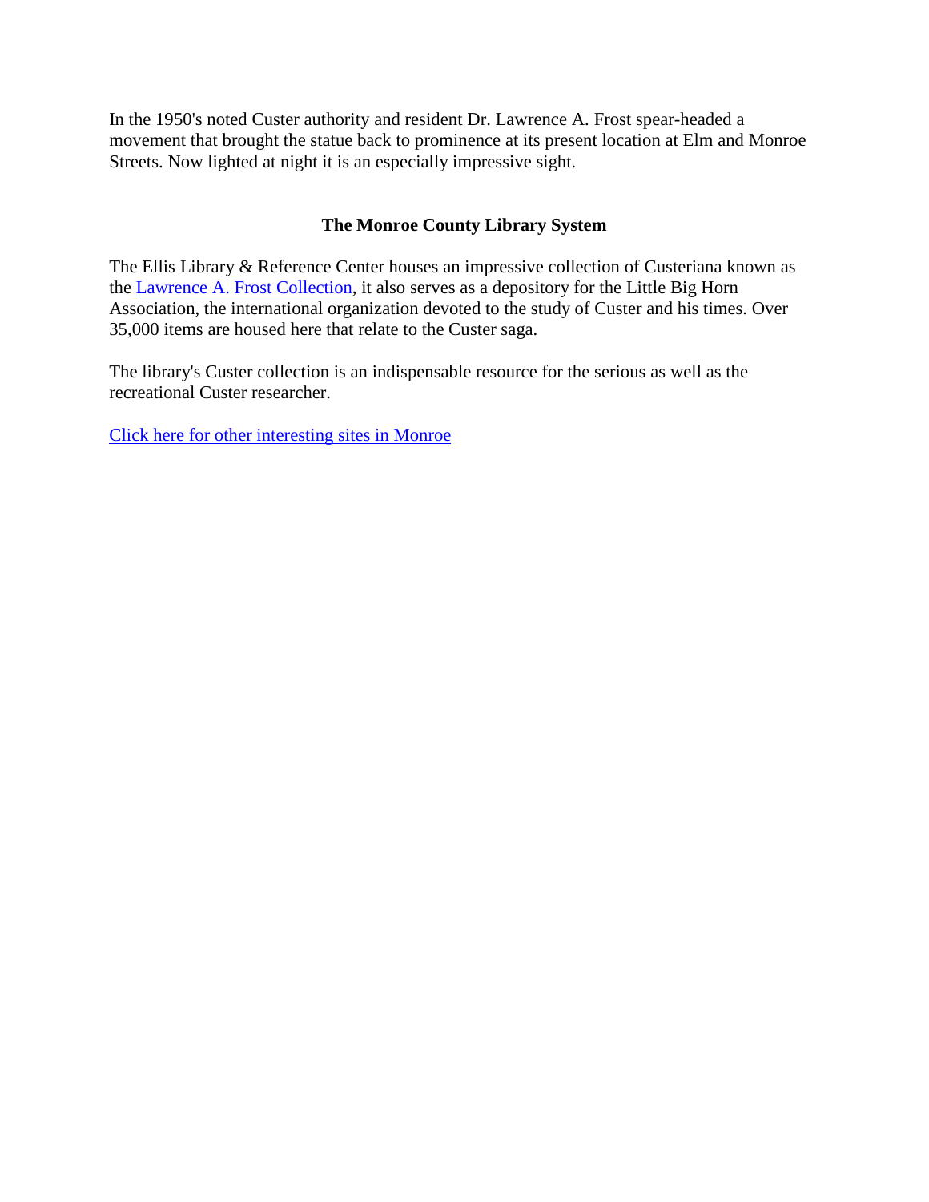In the 1950's noted Custer authority and resident Dr. Lawrence A. Frost spear-headed a movement that brought the statue back to prominence at its present location at Elm and Monroe Streets. Now lighted at night it is an especially impressive sight.

## The Monroe County Library System

The Ellis Library & Reference Center houses an impressive collection of Custeriana known as the Lawrence A. Frost Collection, it also serves as a depository for the Little Big Horn Association, the international organization devoted to the study of Custer and his times. Over 35,000 items are housed here that relate to the Custer saga.

The library's Custer collection is an indispensable resource for the serious as well as the recreational Custer researcher.

Click here for other interesting sites in Monroe